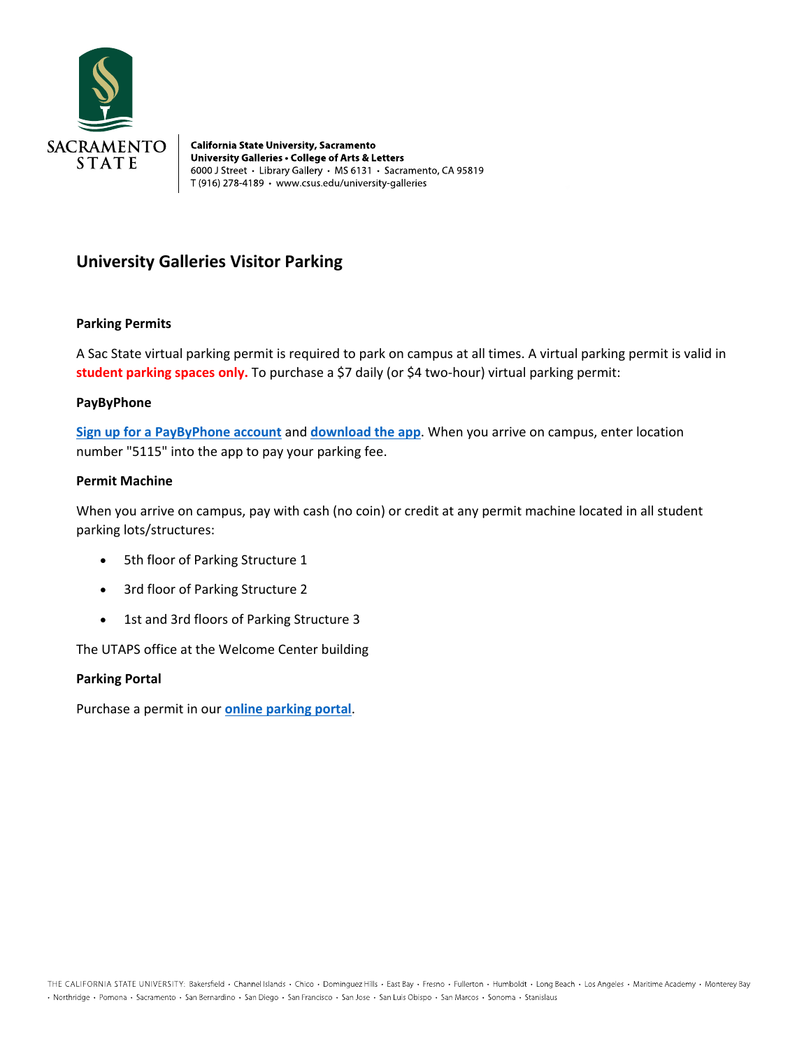**California State University, Sacramento**
**University Galleries • College of Arts & Letters**
6000 J Street • Library Gallery • MS 6131 • Sacramento, CA 95819
T (916) 278-4189 • www.csus.edu/university-galleries

# University Galleries Visitor Parking

### Parking Permits

A Sac State virtual parking permit is required to park on campus at all times. A virtual parking permit is valid in **student parking spaces only.** To purchase a $7 daily (or $4 two-hour) virtual parking permit:

**PayByPhone**

**Sign up for a PayByPhone account** and **download the app**. When you arrive on campus, enter location number "5115" into the app to pay your parking fee.

**Permit Machine**

When you arrive on campus, pay with cash (no coin) or credit at any permit machine located in all student parking lots/structures:

- 5th floor of Parking Structure 1
- 3rd floor of Parking Structure 2
- 1st and 3rd floors of Parking Structure 3

The UTAPS office at the Welcome Center building

**Parking Portal**

Purchase a permit in our **online parking portal**.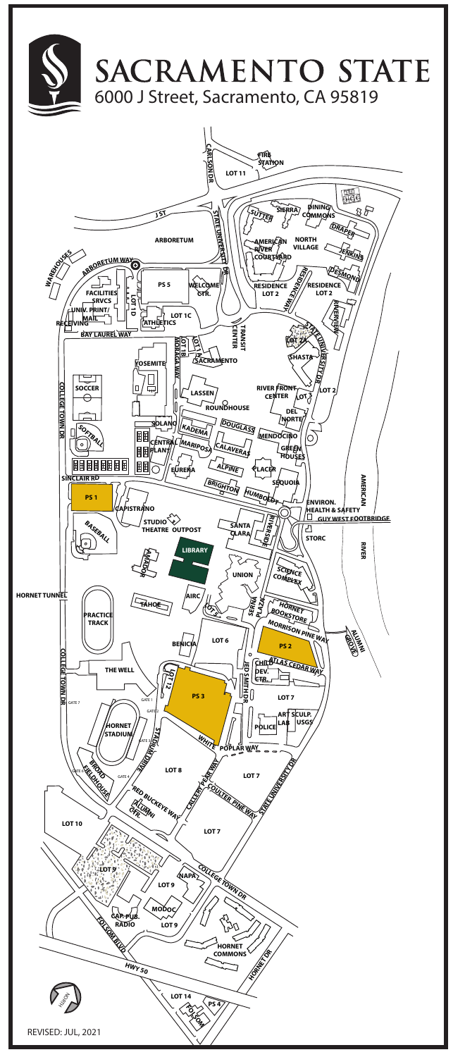# SACRAMENTO STATE

6000 J Street, Sacramento, CA 95819

FIRE STATION
CARLSON DR
LOT 11
J ST
STATE UNIVERSITY DR
SUTTER
SIERRA
DINING COMMONS
DRAPER
AMERICAN RIVER COURTYARD
NORTH VILLAGE
JENKINS
DESMOND
ARBORETUM
WAREHOUSES
ARBORETUM WAY
PS 5
WELCOME CTR.
RESIDENCE LOT 2
RESIDENCE WAY
RESIDENCE LOT 2
RIVERVIEW
FACILITIES SRVCS
UNIV. PRINT/MAIL
RECEIVING
LOT 1D
LOT 1C
ATHLETICS
BAY LAUREL WAY
TRANSIT CENTER
LOT 2A
STATE UNIVERSITY DR
SHASTA
LOT 1B
LOT 1A
MORAGA WAY
SACRAMENTO
YOSEMITE
SOCCER
COLLEGE TOWN DR
LASSEN
ROUNDHOUSE
RIVER FRONT CENTER
LOT 3
LOT 2
DEL NORTE
SOLANO
KADEMA
DOUGLASS
MENDOCINO
SOFTBALL
CENTRAL PLANT
MARIPOSA
CALAVERAS
GREEN HOUSES
EUREKA
ALPINE
PLACER
SINCLAIR RD
BRIGHTON
HUMBOLDT
SEQUOIA
AMERICAN RIVER
PS 1
CAPISTRANO
ENVIRON. HEALTH & SAFETY
GUY WEST FOOTBRIDGE
STUDIO THEATRE OUTPOST
SANTA CLARA
RIVERSIDE
STORC
BASEBALL
LIBRARY
AMADOR
UNION
SCIENCE COMPLEX
HORNET TUNNEL
TAHOE
AIRC
LOT 5
SERNA PLAZA
HORNET BOOKSTORE
PRACTICE TRACK
MORRISON PINE WAY
ALUMNI GROVE
BENICIA
LOT 6
PS 2
CHILD DEV. CTR.
ATLAS CEDAR WAY
THE WELL
LOT 12
JED SMITH DR
COLLEGE TOWN DR
GATE 7
GATE 1
GATE 2
PS 3
LOT 7
ART SCULP. LAB
USGS
HORNET STADIUM
GATE 3
STADIUM DRIVE
POLICE
WHITE POPLAR WAY
GATE 6
BROAD FIELDHOUSE
GATE 4
LOT 8
LOT 7
CALLERY PEAR WAY
COULTER PINE WAY
STATE UNIVERSITY DR
RED BUCKEYE WAY
ALUMNI CTR.
LOT 10
LOT 7
LOT 9
NAPA
COLLEGE TOWN DR
LOT 9
MODOC
CAP. PUB. RADIO
LOT 9
FOLSOM BLVD
HORNET COMMONS
HORNET DR
HWY 50
LOT 14
PS 4
FOLSOM
NORTH

REVISED: JUL, 2021